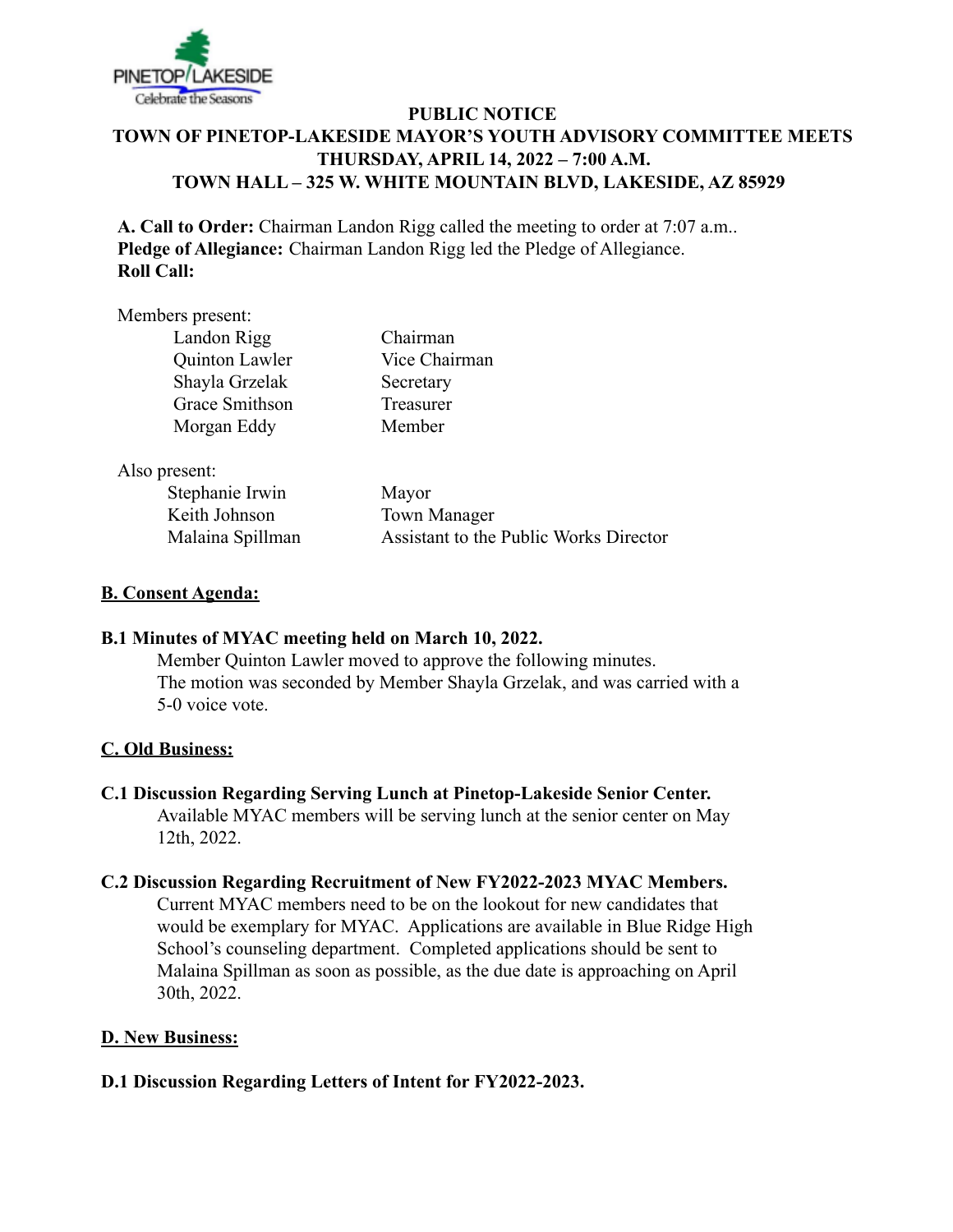**PUBLIC NOTICE**
**TOWN OF PINETOP-LAKESIDE MAYOR'S YOUTH ADVISORY COMMITTEE MEETS**
**THURSDAY, APRIL 14, 2022 – 7:00 A.M.**
**TOWN HALL – 325 W. WHITE MOUNTAIN BLVD, LAKESIDE, AZ 85929**

**A. Call to Order:** Chairman Landon Rigg called the meeting to order at 7:07 a.m..
**Pledge of Allegiance:** Chairman Landon Rigg led the Pledge of Allegiance.
**Roll Call:**

Members present:

| | |
|---|---|
| Landon Rigg | Chairman |
| Quinton Lawler | Vice Chairman |
| Shayla Grzelak | Secretary |
| Grace Smithson | Treasurer |
| Morgan Eddy | Member |

Also present:

| | |
|---|---|
| Stephanie Irwin | Mayor |
| Keith Johnson | Town Manager |
| Malaina Spillman | Assistant to the Public Works Director |

## B. Consent Agenda:

### B.1 Minutes of MYAC meeting held on March 10, 2022.

Member Quinton Lawler moved to approve the following minutes.
The motion was seconded by Member Shayla Grzelak, and was carried with a 5-0 voice vote.

## C. Old Business:

### C.1 Discussion Regarding Serving Lunch at Pinetop-Lakeside Senior Center.

Available MYAC members will be serving lunch at the senior center on May 12th, 2022.

### C.2 Discussion Regarding Recruitment of New FY2022-2023 MYAC Members.

Current MYAC members need to be on the lookout for new candidates that would be exemplary for MYAC. Applications are available in Blue Ridge High School's counseling department. Completed applications should be sent to Malaina Spillman as soon as possible, as the due date is approaching on April 30th, 2022.

## D. New Business:

### D.1 Discussion Regarding Letters of Intent for FY2022-2023.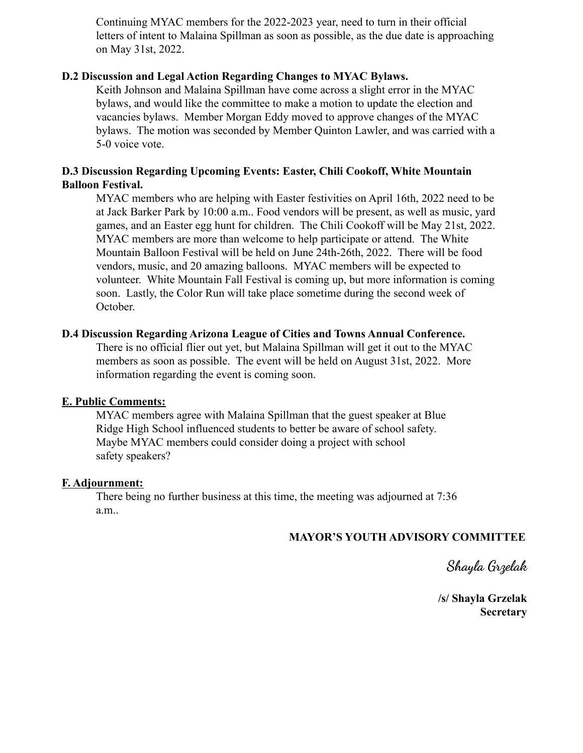Continuing MYAC members for the 2022-2023 year, need to turn in their official letters of intent to Malaina Spillman as soon as possible, as the due date is approaching on May 31st, 2022.

**D.2 Discussion and Legal Action Regarding Changes to MYAC Bylaws.**

Keith Johnson and Malaina Spillman have come across a slight error in the MYAC bylaws, and would like the committee to make a motion to update the election and vacancies bylaws. Member Morgan Eddy moved to approve changes of the MYAC bylaws. The motion was seconded by Member Quinton Lawler, and was carried with a 5-0 voice vote.

**D.3 Discussion Regarding Upcoming Events: Easter, Chili Cookoff, White Mountain Balloon Festival.**

MYAC members who are helping with Easter festivities on April 16th, 2022 need to be at Jack Barker Park by 10:00 a.m.. Food vendors will be present, as well as music, yard games, and an Easter egg hunt for children. The Chili Cookoff will be May 21st, 2022. MYAC members are more than welcome to help participate or attend. The White Mountain Balloon Festival will be held on June 24th-26th, 2022. There will be food vendors, music, and 20 amazing balloons. MYAC members will be expected to volunteer. White Mountain Fall Festival is coming up, but more information is coming soon. Lastly, the Color Run will take place sometime during the second week of October.

**D.4 Discussion Regarding Arizona League of Cities and Towns Annual Conference.**

There is no official flier out yet, but Malaina Spillman will get it out to the MYAC members as soon as possible. The event will be held on August 31st, 2022. More information regarding the event is coming soon.

**E. Public Comments:**

MYAC members agree with Malaina Spillman that the guest speaker at Blue Ridge High School influenced students to better be aware of school safety. Maybe MYAC members could consider doing a project with school safety speakers?

**F. Adjournment:**

There being no further business at this time, the meeting was adjourned at 7:36 a.m..

**MAYOR'S YOUTH ADVISORY COMMITTEE**

Shayla Grzelak

**/s/ Shayla Grzelak**
**Secretary**